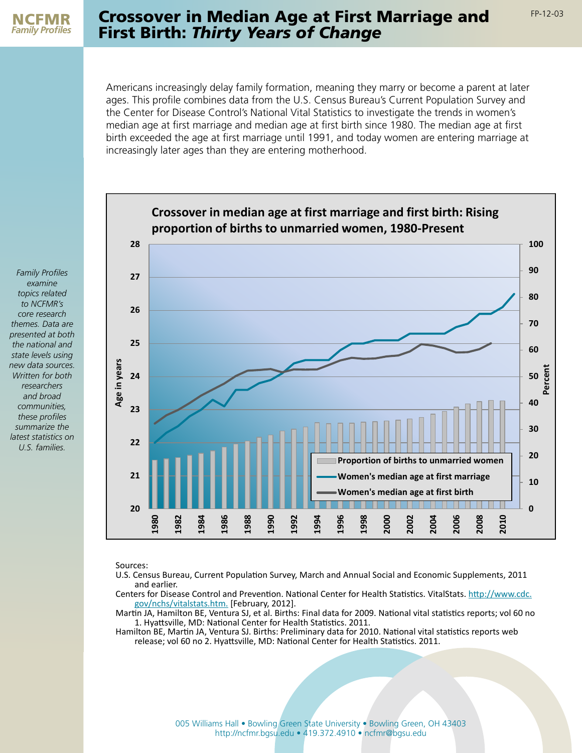NCFMR *Family Profiles*

# Crossover in Median Age at First Marriage and First Birth: *Thirty Years of Change*

FP-12-03

*Family Profiles examine topics related to NCFMR's core research themes. Data are presented at both the national and state levels using new data sources. Written for both researchers and broad communities, these profiles summarize the latest statistics on U.S. families.*

Americans increasingly delay family formation, meaning they marry or become a parent at later ages. This profile combines data from the U.S. Census Bureau's Current Population Survey and the Center for Disease Control's National Vital Statistics to investigate the trends in women's median age at first marriage and median age at first birth since 1980. The median age at first birth exceeded the age at first marriage until 1991, and today women are entering marriage at increasingly later ages than they are entering motherhood.

**Crossover in median age at first marriage and first birth: Rising proportion of births to unmarried women, 1980-Present**

Sources:

U.S. Census Bureau, Current Population Survey, March and Annual Social and Economic Supplements, 2011 and earlier.

Centers for Disease Control and Prevention. National Center for Health Statistics. VitalStats. http://www.cdc.gov/nchs/vitalstats.htm. [February, 2012].

Martin JA, Hamilton BE, Ventura SJ, et al. Births: Final data for 2009. National vital statistics reports; vol 60 no 1. Hyattsville, MD: National Center for Health Statistics. 2011.

Hamilton BE, Martin JA, Ventura SJ. Births: Preliminary data for 2010. National vital statistics reports web release; vol 60 no 2. Hyattsville, MD: National Center for Health Statistics. 2011.

005 Williams Hall • Bowling Green State University • Bowling Green, OH 43403
http://ncfmr.bgsu.edu • 419.372.4910 • ncfmr@bgsu.edu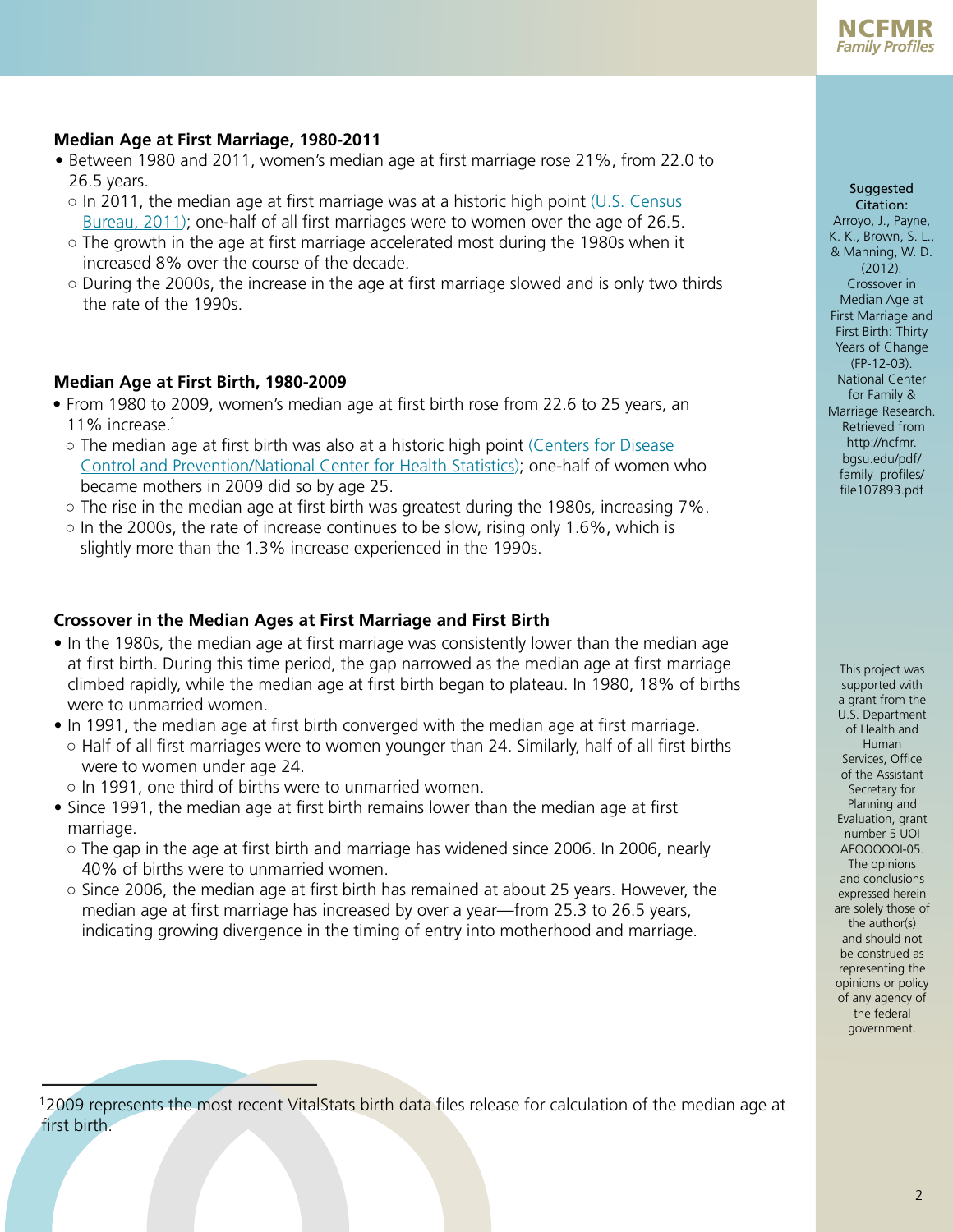### Median Age at First Marriage, 1980-2011

- Between 1980 and 2011, women's median age at first marriage rose 21%, from 22.0 to 26.5 years.
  - In 2011, the median age at first marriage was at a historic high point (U.S. Census Bureau, 2011); one-half of all first marriages were to women over the age of 26.5.
  - The growth in the age at first marriage accelerated most during the 1980s when it increased 8% over the course of the decade.
  - During the 2000s, the increase in the age at first marriage slowed and is only two thirds the rate of the 1990s.

### Median Age at First Birth, 1980-2009

- From 1980 to 2009, women's median age at first birth rose from 22.6 to 25 years, an 11% increase.[1]
  - The median age at first birth was also at a historic high point (Centers for Disease Control and Prevention/National Center for Health Statistics); one-half of women who became mothers in 2009 did so by age 25.
  - The rise in the median age at first birth was greatest during the 1980s, increasing 7%.
  - In the 2000s, the rate of increase continues to be slow, rising only 1.6%, which is slightly more than the 1.3% increase experienced in the 1990s.

### Crossover in the Median Ages at First Marriage and First Birth

- In the 1980s, the median age at first marriage was consistently lower than the median age at first birth. During this time period, the gap narrowed as the median age at first marriage climbed rapidly, while the median age at first birth began to plateau. In 1980, 18% of births were to unmarried women.
- In 1991, the median age at first birth converged with the median age at first marriage.
  - Half of all first marriages were to women younger than 24. Similarly, half of all first births were to women under age 24.
  - In 1991, one third of births were to unmarried women.
- Since 1991, the median age at first birth remains lower than the median age at first marriage.
  - The gap in the age at first birth and marriage has widened since 2006. In 2006, nearly 40% of births were to unmarried women.
  - Since 2006, the median age at first birth has remained at about 25 years. However, the median age at first marriage has increased by over a year—from 25.3 to 26.5 years, indicating growing divergence in the timing of entry into motherhood and marriage.

**Suggested Citation:** Arroyo, J., Payne, K. K., Brown, S. L., & Manning, W. D. (2012). Crossover in Median Age at First Marriage and First Birth: Thirty Years of Change (FP-12-03). National Center for Family & Marriage Research. Retrieved from http://ncfmr.bgsu.edu/pdf/family_profiles/file107893.pdf

This project was supported with a grant from the U.S. Department of Health and Human Services, Office of the Assistant Secretary for Planning and Evaluation, grant number 5 UOI AEOOOOOI-05. The opinions and conclusions expressed herein are solely those of the author(s) and should not be construed as representing the opinions or policy of any agency of the federal government.

[1] 2009 represents the most recent VitalStats birth data files release for calculation of the median age at first birth.